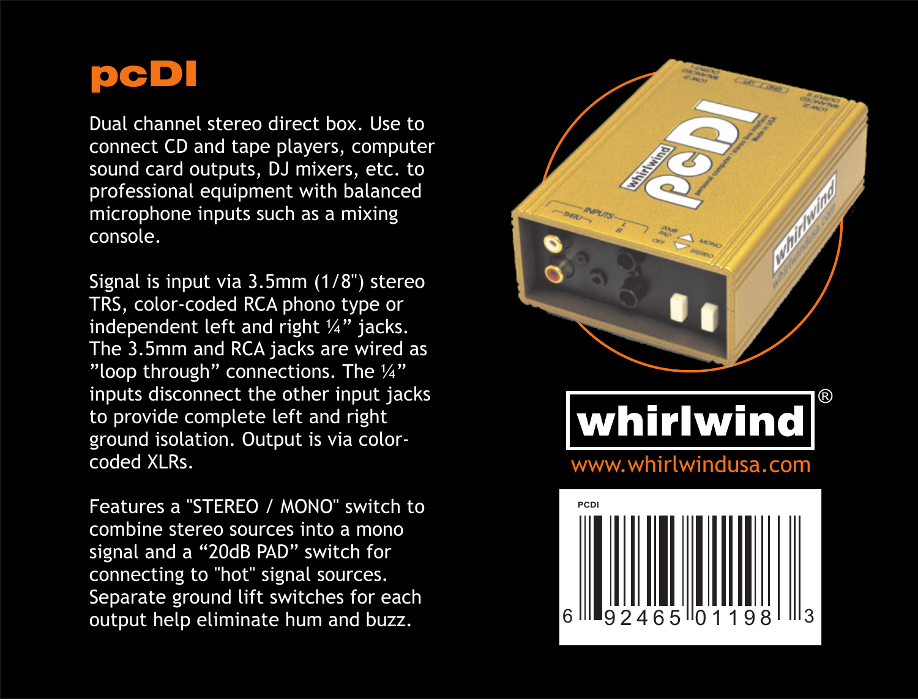# pcDI

Dual channel stereo direct box. Use to connect CD and tape players, computer sound card outputs, DJ mixers, etc. to professional equipment with balanced microphone inputs such as a mixing console.

Signal is input via 3.5mm (1/8") stereo TRS, color-coded RCA phono type or independent left and right ¼" jacks. The 3.5mm and RCA jacks are wired as "loop through" connections. The ¼" inputs disconnect the other input jacks to provide complete left and right ground isolation. Output is via color-coded XLRs.

Features a "STEREO / MONO" switch to combine stereo sources into a mono signal and a "20dB PAD" switch for connecting to "hot" signal sources. Separate ground lift switches for each output help eliminate hum and buzz.

whirlwind®

www.whirlwindusa.com

PCDI

6 92465 01198 3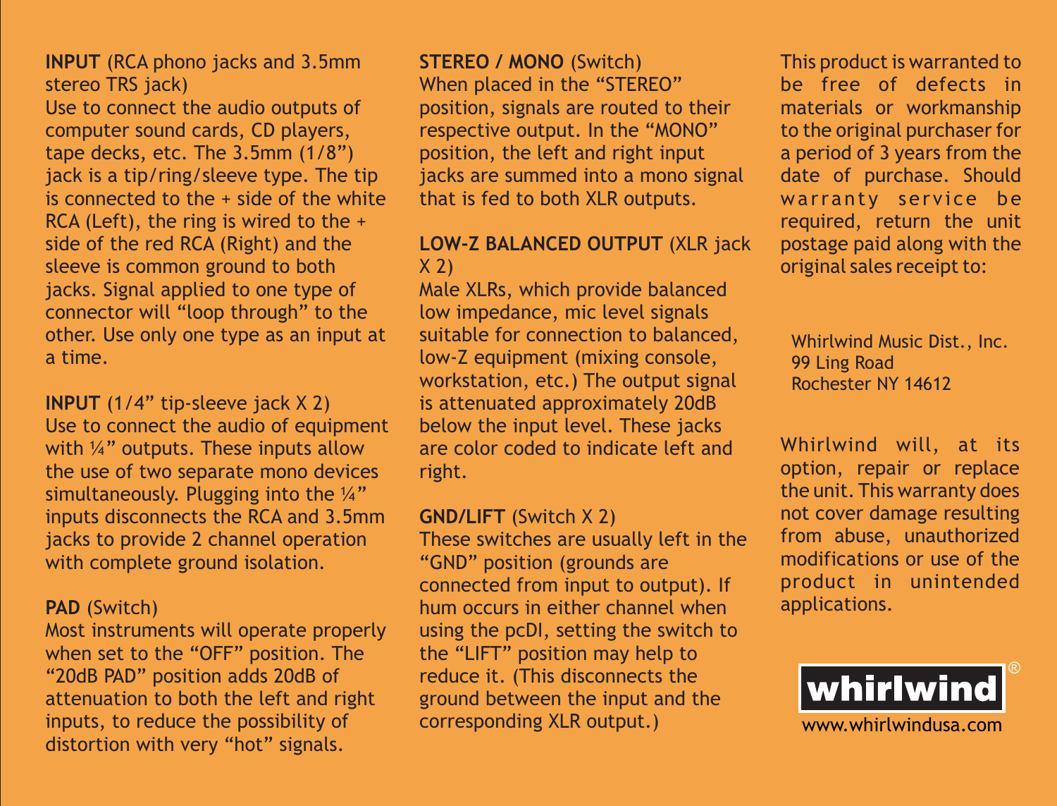**INPUT** (RCA phono jacks and 3.5mm stereo TRS jack)
Use to connect the audio outputs of computer sound cards, CD players, tape decks, etc. The 3.5mm (1/8") jack is a tip/ring/sleeve type. The tip is connected to the + side of the white RCA (Left), the ring is wired to the + side of the red RCA (Right) and the sleeve is common ground to both jacks. Signal applied to one type of connector will "loop through" to the other. Use only one type as an input at a time.

**INPUT** (1/4" tip-sleeve jack X 2)
Use to connect the audio of equipment with ¼" outputs. These inputs allow the use of two separate mono devices simultaneously. Plugging into the ¼" inputs disconnects the RCA and 3.5mm jacks to provide 2 channel operation with complete ground isolation.

**PAD** (Switch)
Most instruments will operate properly when set to the "OFF" position. The "20dB PAD" position adds 20dB of attenuation to both the left and right inputs, to reduce the possibility of distortion with very "hot" signals.

**STEREO / MONO** (Switch)
When placed in the "STEREO" position, signals are routed to their respective output. In the "MONO" position, the left and right input jacks are summed into a mono signal that is fed to both XLR outputs.

**LOW-Z BALANCED OUTPUT** (XLR jack X 2)
Male XLRs, which provide balanced low impedance, mic level signals suitable for connection to balanced, low-Z equipment (mixing console, workstation, etc.) The output signal is attenuated approximately 20dB below the input level. These jacks are color coded to indicate left and right.

**GND/LIFT** (Switch X 2)
These switches are usually left in the "GND" position (grounds are connected from input to output). If hum occurs in either channel when using the pcDI, setting the switch to the "LIFT" position may help to reduce it. (This disconnects the ground between the input and the corresponding XLR output.)

This product is warranted to be free of defects in materials or workmanship to the original purchaser for a period of 3 years from the date of purchase. Should warranty service be required, return the unit postage paid along with the original sales receipt to:

Whirlwind Music Dist., Inc.
99 Ling Road
Rochester NY 14612

Whirlwind will, at its option, repair or replace the unit. This warranty does not cover damage resulting from abuse, unauthorized modifications or use of the product in unintended applications.

whirlwind®
www.whirlwindusa.com